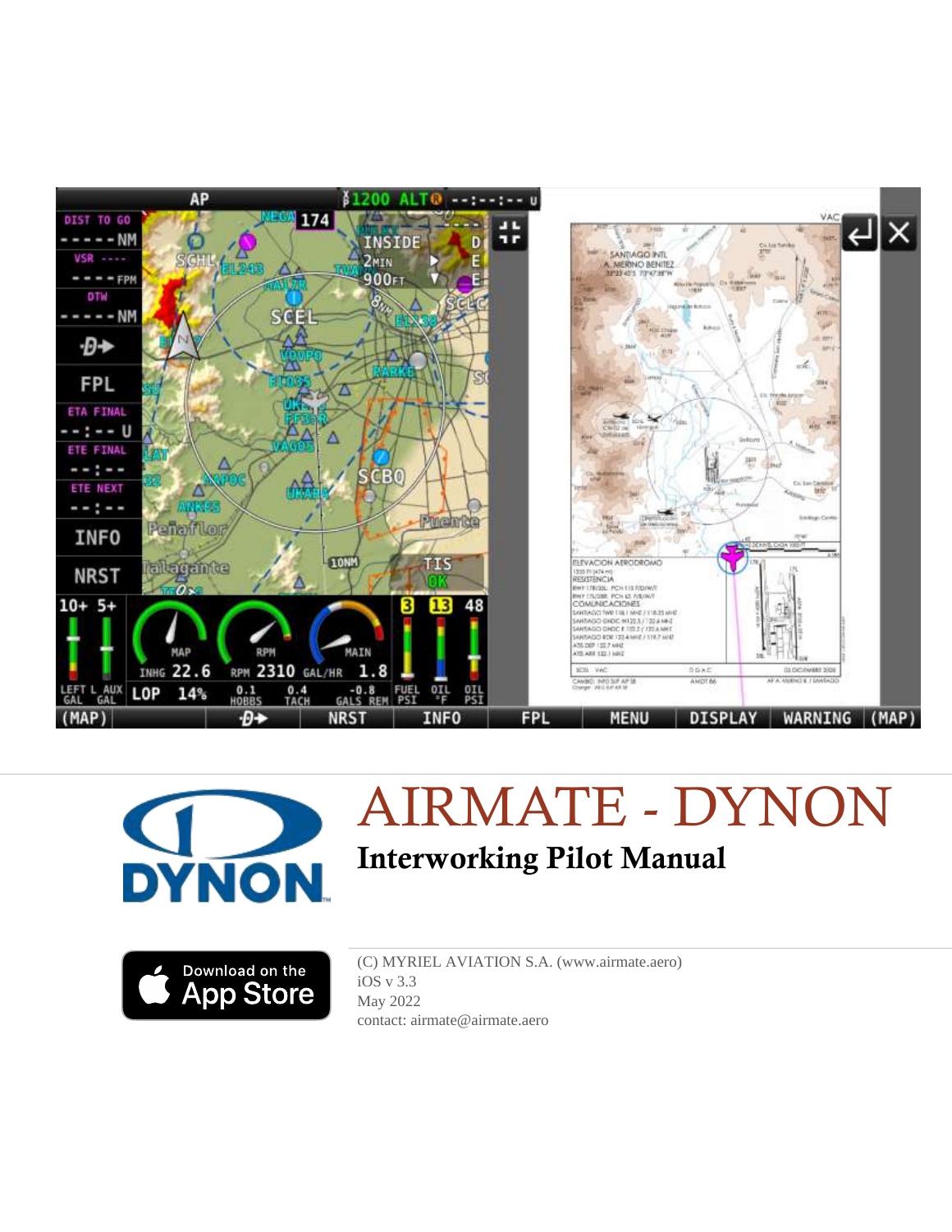# AIRMATE - DYNON

## Interworking Pilot Manual

(C) MYRIEL AVIATION S.A. (www.airmate.aero)
iOS v 3.3
May 2022
contact: airmate@airmate.aero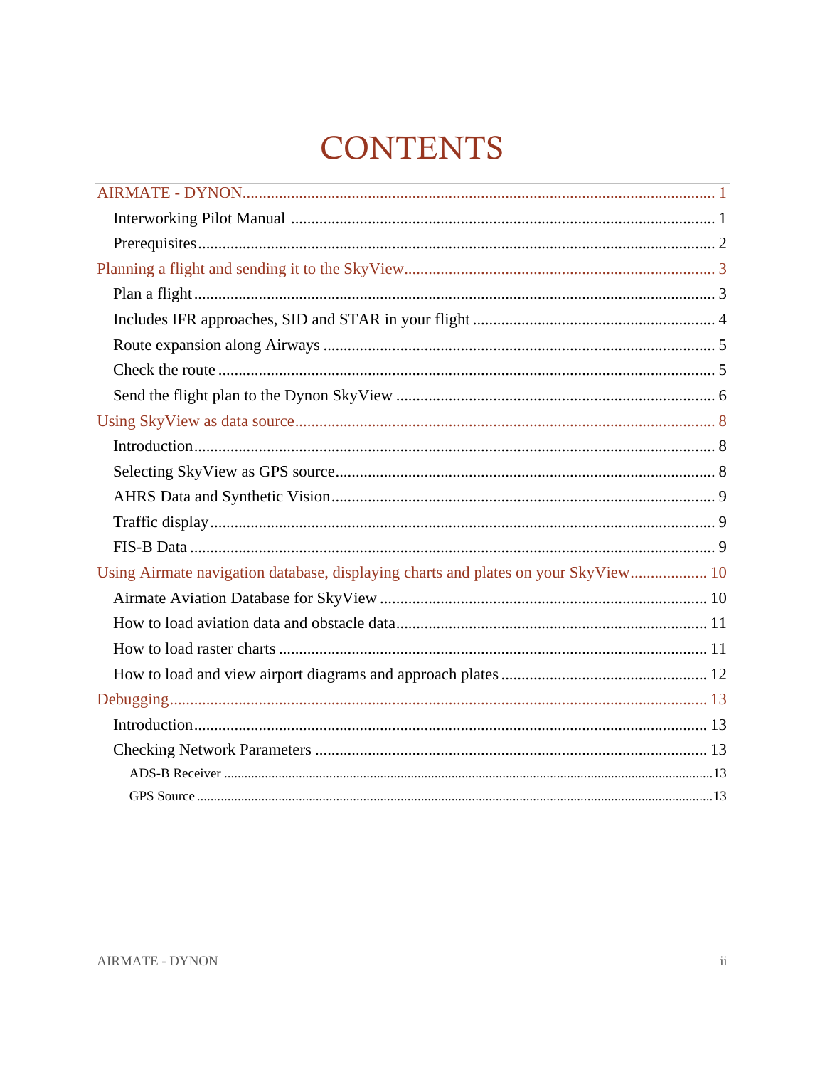# CONTENTS

AIRMATE - DYNON ........................................ 1

- Interworking Pilot Manual ........................................ 1
- Prerequisites ........................................ 2

Planning a flight and sending it to the SkyView ........................................ 3

- Plan a flight ........................................ 3
- Includes IFR approaches, SID and STAR in your flight ........................................ 4
- Route expansion along Airways ........................................ 5
- Check the route ........................................ 5
- Send the flight plan to the Dynon SkyView ........................................ 6

Using SkyView as data source ........................................ 8

- Introduction ........................................ 8
- Selecting SkyView as GPS source ........................................ 8
- AHRS Data and Synthetic Vision ........................................ 9
- Traffic display ........................................ 9
- FIS-B Data ........................................ 9

Using Airmate navigation database, displaying charts and plates on your SkyView ........................................ 10

- Airmate Aviation Database for SkyView ........................................ 10
- How to load aviation data and obstacle data ........................................ 11
- How to load raster charts ........................................ 11
- How to load and view airport diagrams and approach plates ........................................ 12

Debugging ........................................ 13

- Introduction ........................................ 13
- Checking Network Parameters ........................................ 13
  - ADS-B Receiver ........................................ 13
  - GPS Source ........................................ 13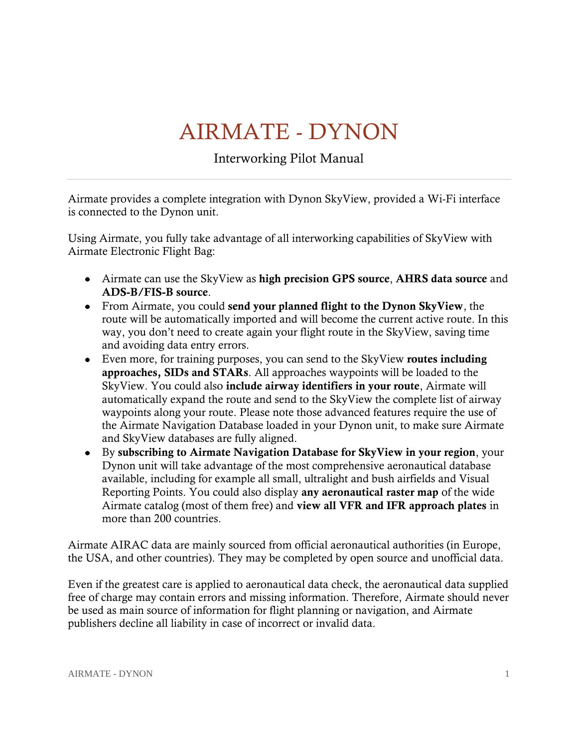# AIRMATE - DYNON

Interworking Pilot Manual

---

Airmate provides a complete integration with Dynon SkyView, provided a Wi-Fi interface is connected to the Dynon unit.

Using Airmate, you fully take advantage of all interworking capabilities of SkyView with Airmate Electronic Flight Bag:

- Airmate can use the SkyView as **high precision GPS source**, **AHRS data source** and **ADS-B/FIS-B source**.
- From Airmate, you could **send your planned flight to the Dynon SkyView**, the route will be automatically imported and will become the current active route. In this way, you don't need to create again your flight route in the SkyView, saving time and avoiding data entry errors.
- Even more, for training purposes, you can send to the SkyView **routes including approaches, SIDs and STARs**. All approaches waypoints will be loaded to the SkyView. You could also **include airway identifiers in your route**, Airmate will automatically expand the route and send to the SkyView the complete list of airway waypoints along your route. Please note those advanced features require the use of the Airmate Navigation Database loaded in your Dynon unit, to make sure Airmate and SkyView databases are fully aligned.
- By **subscribing to Airmate Navigation Database for SkyView in your region**, your Dynon unit will take advantage of the most comprehensive aeronautical database available, including for example all small, ultralight and bush airfields and Visual Reporting Points. You could also display **any aeronautical raster map** of the wide Airmate catalog (most of them free) and **view all VFR and IFR approach plates** in more than 200 countries.

Airmate AIRAC data are mainly sourced from official aeronautical authorities (in Europe, the USA, and other countries). They may be completed by open source and unofficial data.

Even if the greatest care is applied to aeronautical data check, the aeronautical data supplied free of charge may contain errors and missing information. Therefore, Airmate should never be used as main source of information for flight planning or navigation, and Airmate publishers decline all liability in case of incorrect or invalid data.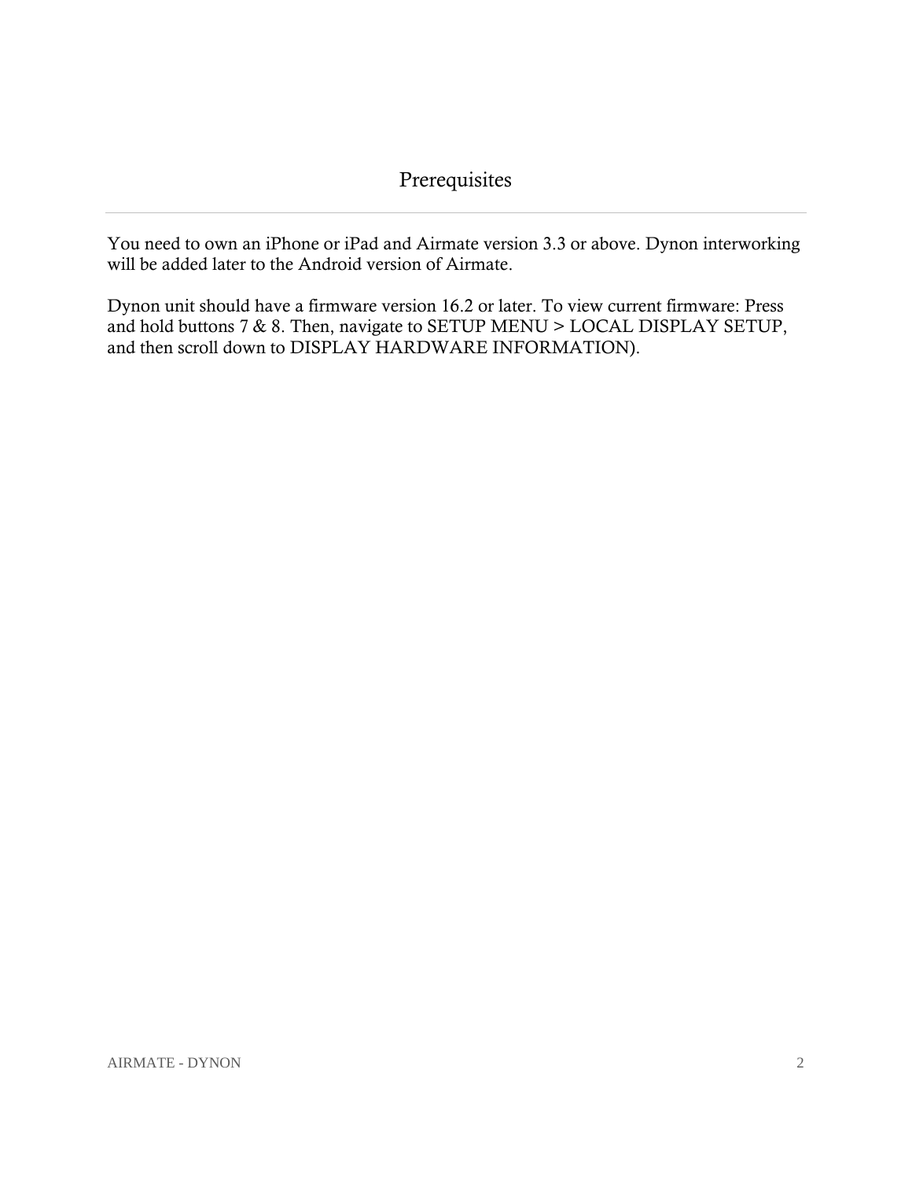# Prerequisites

You need to own an iPhone or iPad and Airmate version 3.3 or above. Dynon interworking will be added later to the Android version of Airmate.

Dynon unit should have a firmware version 16.2 or later. To view current firmware: Press and hold buttons 7 & 8. Then, navigate to SETUP MENU > LOCAL DISPLAY SETUP, and then scroll down to DISPLAY HARDWARE INFORMATION).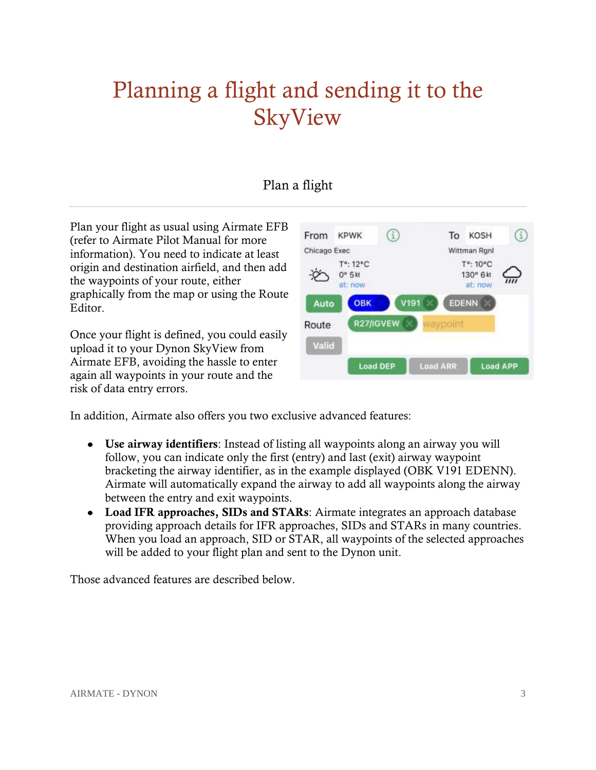# Planning a flight and sending it to the SkyView

## Plan a flight

Plan your flight as usual using Airmate EFB (refer to Airmate Pilot Manual for more information). You need to indicate at least origin and destination airfield, and then add the waypoints of your route, either graphically from the map or using the Route Editor.

Once your flight is defined, you could easily upload it to your Dynon SkyView from Airmate EFB, avoiding the hassle to enter again all waypoints in your route and the risk of data entry errors.

In addition, Airmate also offers you two exclusive advanced features:

- **Use airway identifiers**: Instead of listing all waypoints along an airway you will follow, you can indicate only the first (entry) and last (exit) airway waypoint bracketing the airway identifier, as in the example displayed (OBK V191 EDENN). Airmate will automatically expand the airway to add all waypoints along the airway between the entry and exit waypoints.
- **Load IFR approaches, SIDs and STARs**: Airmate integrates an approach database providing approach details for IFR approaches, SIDs and STARs in many countries. When you load an approach, SID or STAR, all waypoints of the selected approaches will be added to your flight plan and sent to the Dynon unit.

Those advanced features are described below.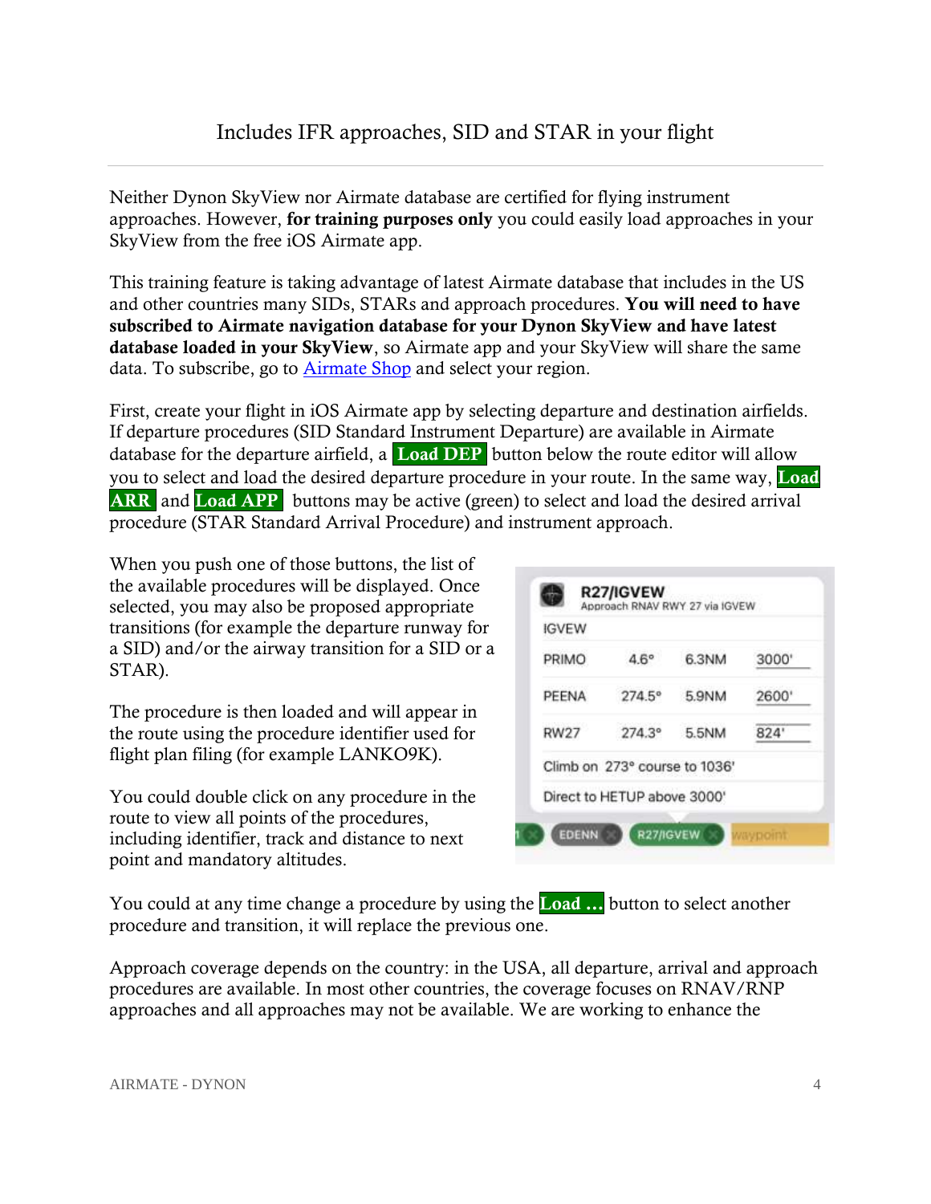# Includes IFR approaches, SID and STAR in your flight

Neither Dynon SkyView nor Airmate database are certified for flying instrument approaches. However, **for training purposes only** you could easily load approaches in your SkyView from the free iOS Airmate app.

This training feature is taking advantage of latest Airmate database that includes in the US and other countries many SIDs, STARs and approach procedures. **You will need to have subscribed to Airmate navigation database for your Dynon SkyView and have latest database loaded in your SkyView**, so Airmate app and your SkyView will share the same data. To subscribe, go to Airmate Shop and select your region.

First, create your flight in iOS Airmate app by selecting departure and destination airfields. If departure procedures (SID Standard Instrument Departure) are available in Airmate database for the departure airfield, a **Load DEP** button below the route editor will allow you to select and load the desired departure procedure in your route. In the same way, **Load ARR** and **Load APP** buttons may be active (green) to select and load the desired arrival procedure (STAR Standard Arrival Procedure) and instrument approach.

When you push one of those buttons, the list of the available procedures will be displayed. Once selected, you may also be proposed appropriate transitions (for example the departure runway for a SID) and/or the airway transition for a SID or a STAR).

The procedure is then loaded and will appear in the route using the procedure identifier used for flight plan filing (for example LANKO9K).

You could double click on any procedure in the route to view all points of the procedures, including identifier, track and distance to next point and mandatory altitudes.

You could at any time change a procedure by using the **Load …** button to select another procedure and transition, it will replace the previous one.

Approach coverage depends on the country: in the USA, all departure, arrival and approach procedures are available. In most other countries, the coverage focuses on RNAV/RNP approaches and all approaches may not be available. We are working to enhance the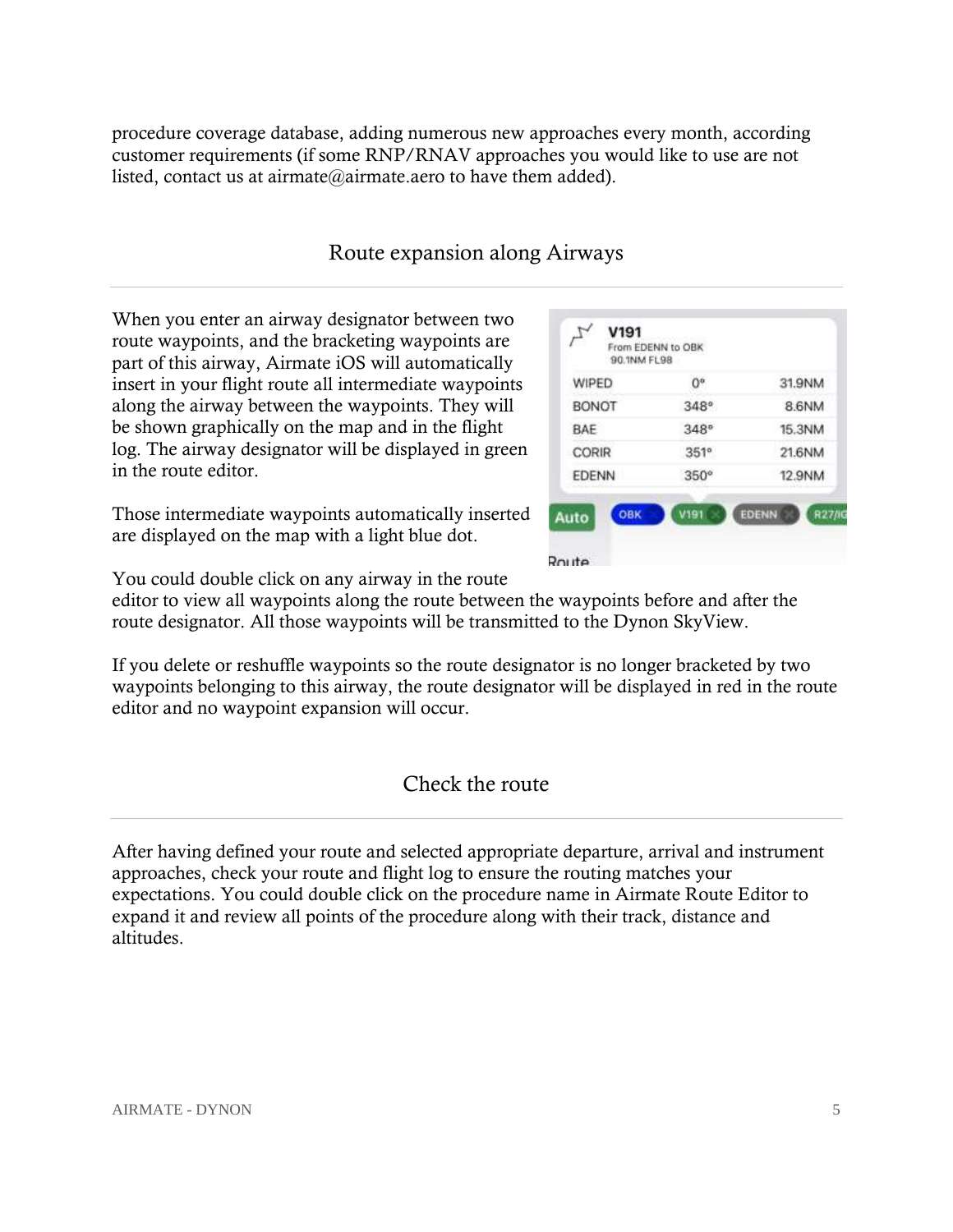procedure coverage database, adding numerous new approaches every month, according customer requirements (if some RNP/RNAV approaches you would like to use are not listed, contact us at airmate@airmate.aero to have them added).

## Route expansion along Airways

When you enter an airway designator between two route waypoints, and the bracketing waypoints are part of this airway, Airmate iOS will automatically insert in your flight route all intermediate waypoints along the airway between the waypoints. They will be shown graphically on the map and in the flight log. The airway designator will be displayed in green in the route editor.

Those intermediate waypoints automatically inserted are displayed on the map with a light blue dot.

You could double click on any airway in the route editor to view all waypoints along the route between the waypoints before and after the route designator. All those waypoints will be transmitted to the Dynon SkyView.

If you delete or reshuffle waypoints so the route designator is no longer bracketed by two waypoints belonging to this airway, the route designator will be displayed in red in the route editor and no waypoint expansion will occur.

## Check the route

After having defined your route and selected appropriate departure, arrival and instrument approaches, check your route and flight log to ensure the routing matches your expectations. You could double click on the procedure name in Airmate Route Editor to expand it and review all points of the procedure along with their track, distance and altitudes.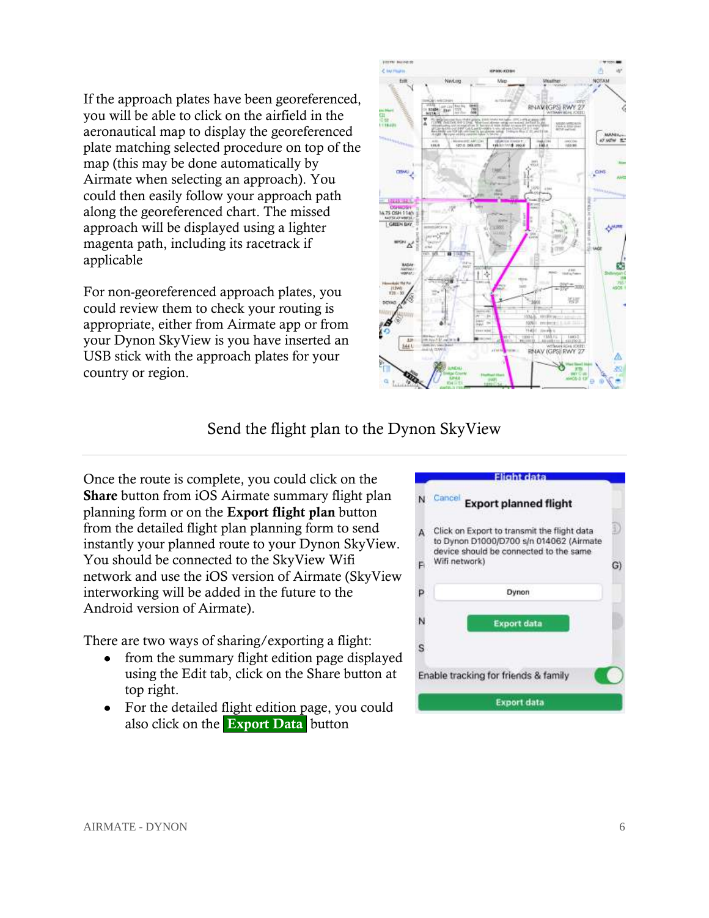If the approach plates have been georeferenced, you will be able to click on the airfield in the aeronautical map to display the georeferenced plate matching selected procedure on top of the map (this may be done automatically by Airmate when selecting an approach). You could then easily follow your approach path along the georeferenced chart. The missed approach will be displayed using a lighter magenta path, including its racetrack if applicable

For non-georeferenced approach plates, you could review them to check your routing is appropriate, either from Airmate app or from your Dynon SkyView is you have inserted an USB stick with the approach plates for your country or region.

## Send the flight plan to the Dynon SkyView

Once the route is complete, you could click on the **Share** button from iOS Airmate summary flight plan planning form or on the **Export flight plan** button from the detailed flight plan planning form to send instantly your planned route to your Dynon SkyView. You should be connected to the SkyView Wifi network and use the iOS version of Airmate (SkyView interworking will be added in the future to the Android version of Airmate).

There are two ways of sharing/exporting a flight:

- from the summary flight edition page displayed using the Edit tab, click on the Share button at top right.
- For the detailed flight edition page, you could also click on the **Export Data** button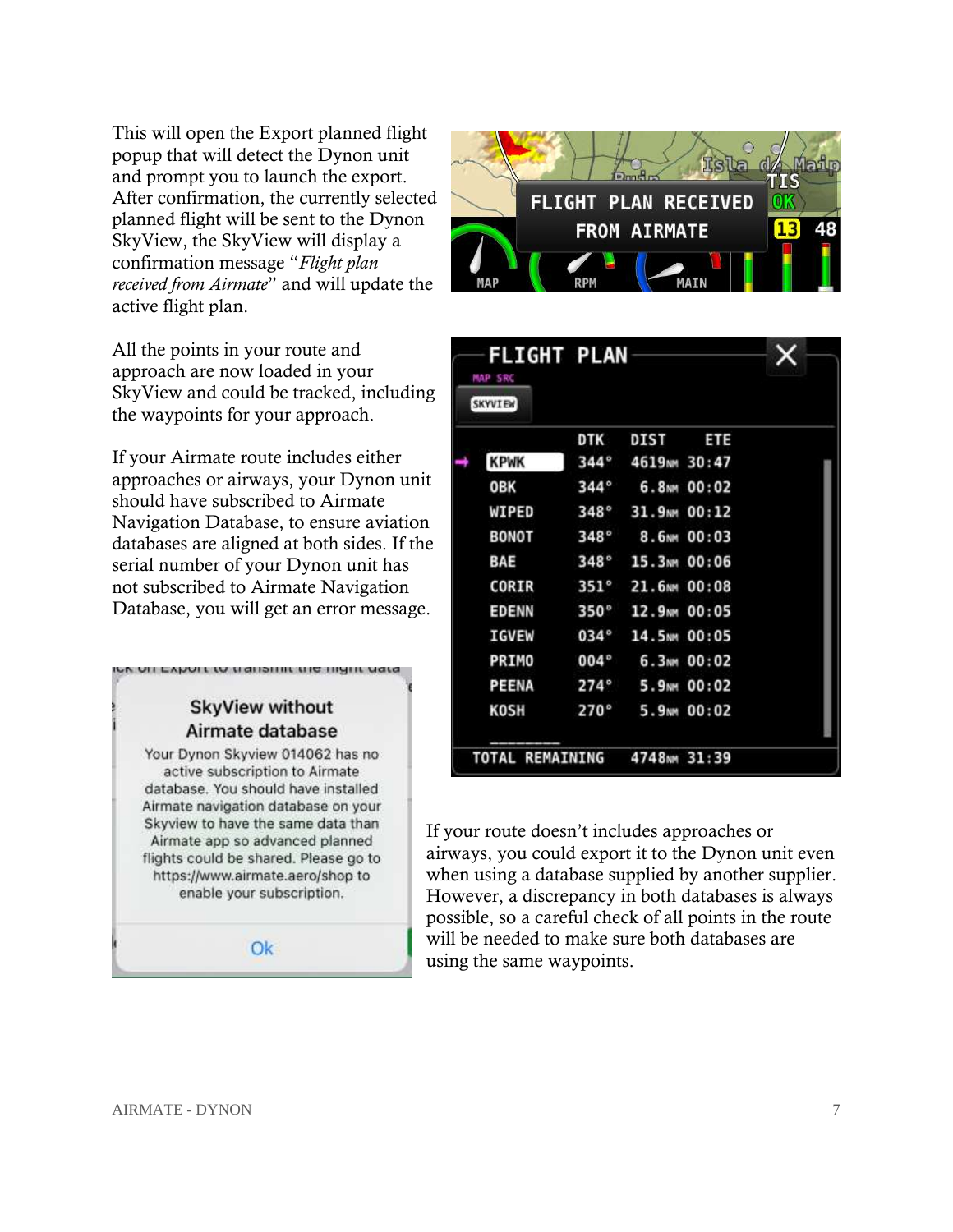This will open the Export planned flight popup that will detect the Dynon unit and prompt you to launch the export. After confirmation, the currently selected planned flight will be sent to the Dynon SkyView, the SkyView will display a confirmation message "*Flight plan received from Airmate*" and will update the active flight plan.

All the points in your route and approach are now loaded in your SkyView and could be tracked, including the waypoints for your approach.

If your Airmate route includes either approaches or airways, your Dynon unit should have subscribed to Airmate Navigation Database, to ensure aviation databases are aligned at both sides. If the serial number of your Dynon unit has not subscribed to Airmate Navigation Database, you will get an error message.

If your route doesn't includes approaches or airways, you could export it to the Dynon unit even when using a database supplied by another supplier. However, a discrepancy in both databases is always possible, so a careful check of all points in the route will be needed to make sure both databases are using the same waypoints.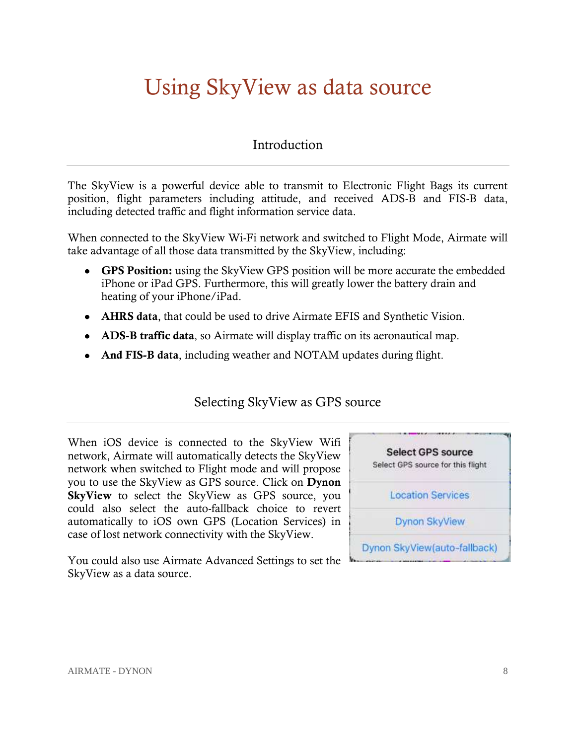# Using SkyView as data source

## Introduction

The SkyView is a powerful device able to transmit to Electronic Flight Bags its current position, flight parameters including attitude, and received ADS-B and FIS-B data, including detected traffic and flight information service data.

When connected to the SkyView Wi-Fi network and switched to Flight Mode, Airmate will take advantage of all those data transmitted by the SkyView, including:

- **GPS Position:** using the SkyView GPS position will be more accurate the embedded iPhone or iPad GPS. Furthermore, this will greatly lower the battery drain and heating of your iPhone/iPad.
- **AHRS data**, that could be used to drive Airmate EFIS and Synthetic Vision.
- **ADS-B traffic data**, so Airmate will display traffic on its aeronautical map.
- **And FIS-B data**, including weather and NOTAM updates during flight.

## Selecting SkyView as GPS source

When iOS device is connected to the SkyView Wifi network, Airmate will automatically detects the SkyView network when switched to Flight mode and will propose you to use the SkyView as GPS source. Click on **Dynon SkyView** to select the SkyView as GPS source, you could also select the auto-fallback choice to revert automatically to iOS own GPS (Location Services) in case of lost network connectivity with the SkyView.

Select GPS source
Select GPS source for this flight
Location Services
Dynon SkyView
Dynon SkyView(auto-fallback)

You could also use Airmate Advanced Settings to set the SkyView as a data source.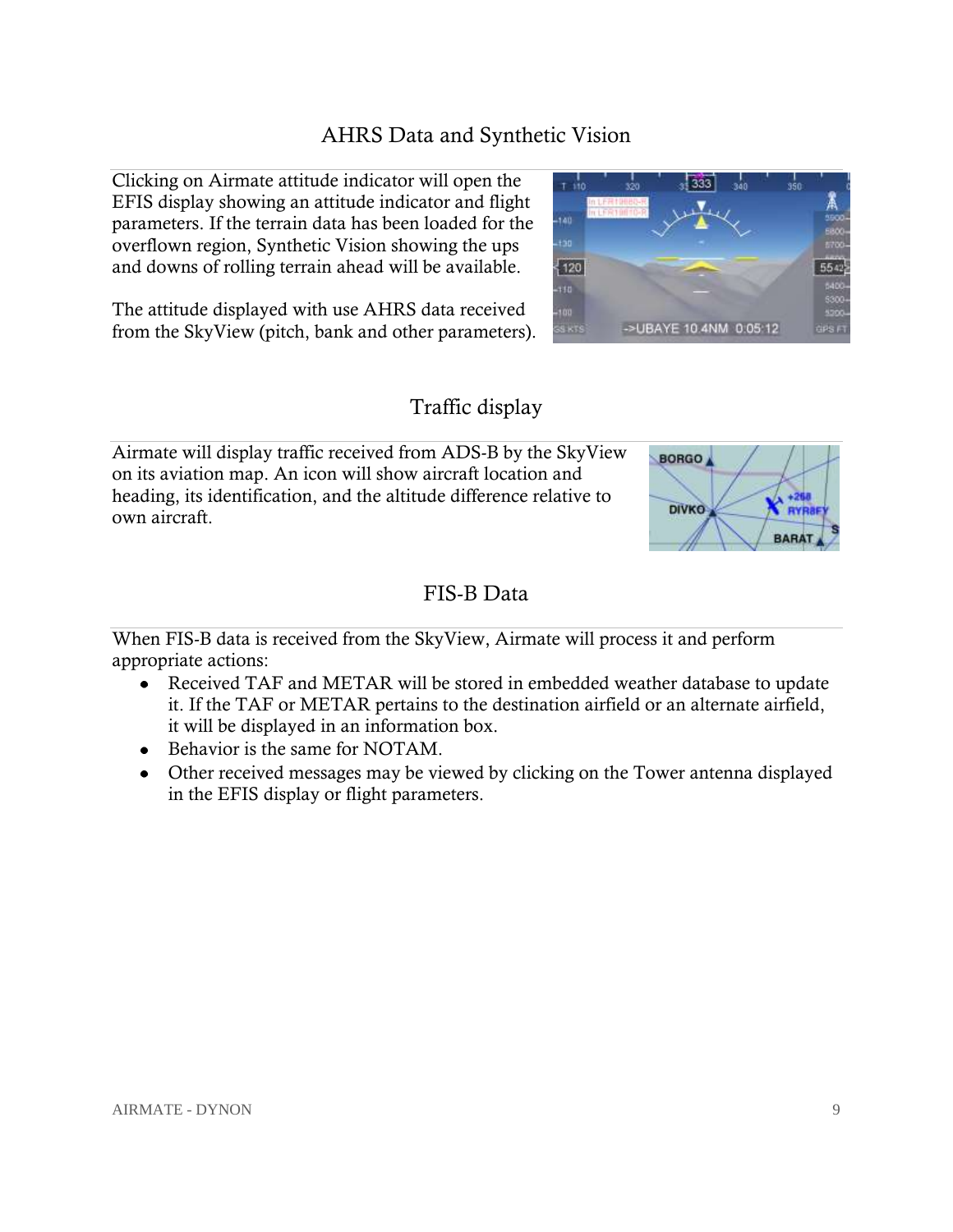## AHRS Data and Synthetic Vision

Clicking on Airmate attitude indicator will open the EFIS display showing an attitude indicator and flight parameters. If the terrain data has been loaded for the overflown region, Synthetic Vision showing the ups and downs of rolling terrain ahead will be available.

The attitude displayed with use AHRS data received from the SkyView (pitch, bank and other parameters).

## Traffic display

Airmate will display traffic received from ADS-B by the SkyView on its aviation map. An icon will show aircraft location and heading, its identification, and the altitude difference relative to own aircraft.

## FIS-B Data

When FIS-B data is received from the SkyView, Airmate will process it and perform appropriate actions:

- Received TAF and METAR will be stored in embedded weather database to update it. If the TAF or METAR pertains to the destination airfield or an alternate airfield, it will be displayed in an information box.
- Behavior is the same for NOTAM.
- Other received messages may be viewed by clicking on the Tower antenna displayed in the EFIS display or flight parameters.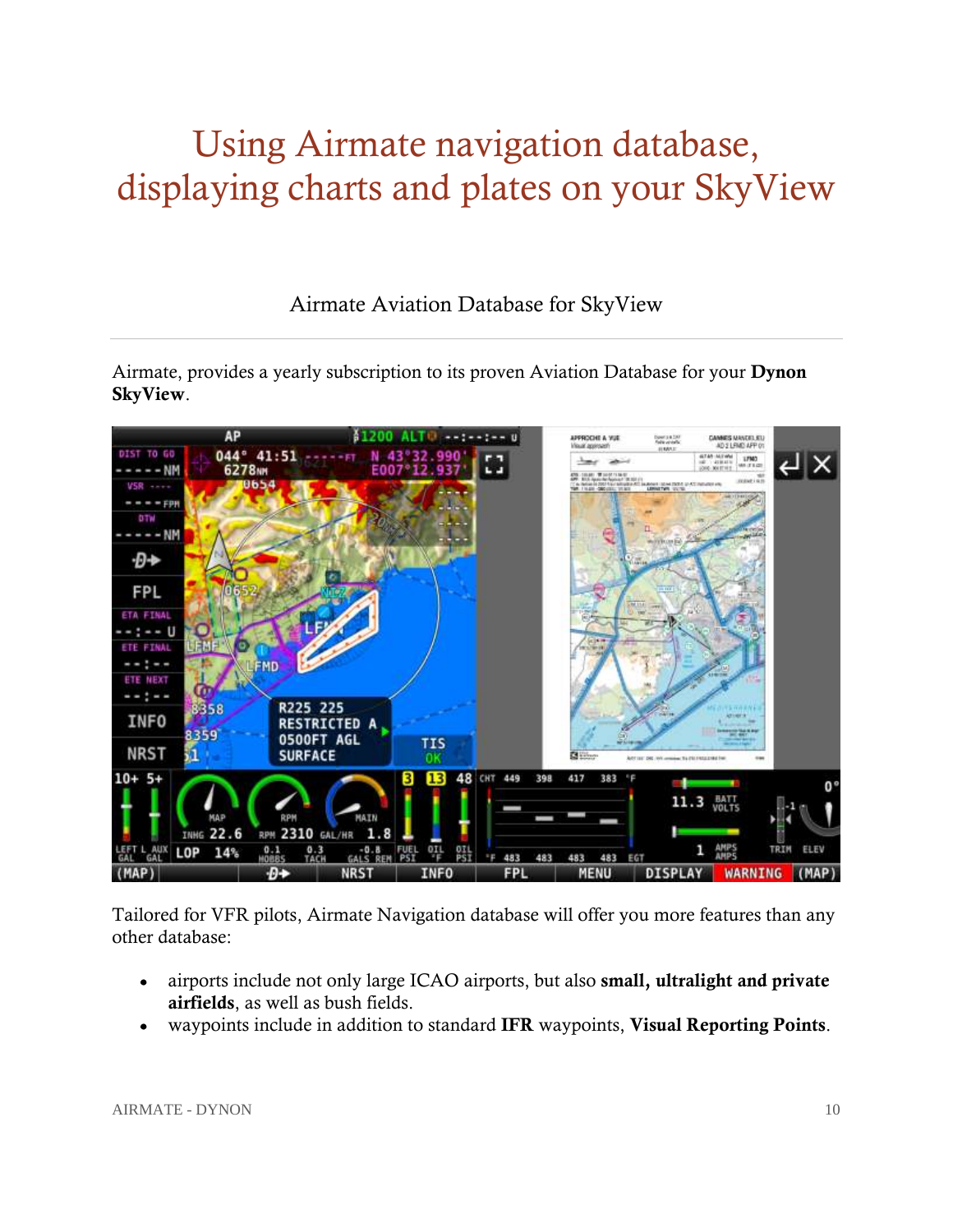# Using Airmate navigation database, displaying charts and plates on your SkyView

## Airmate Aviation Database for SkyView

Airmate, provides a yearly subscription to its proven Aviation Database for your **Dynon SkyView**.

Tailored for VFR pilots, Airmate Navigation database will offer you more features than any other database:

- airports include not only large ICAO airports, but also **small, ultralight and private airfields**, as well as bush fields.
- waypoints include in addition to standard **IFR** waypoints, **Visual Reporting Points**.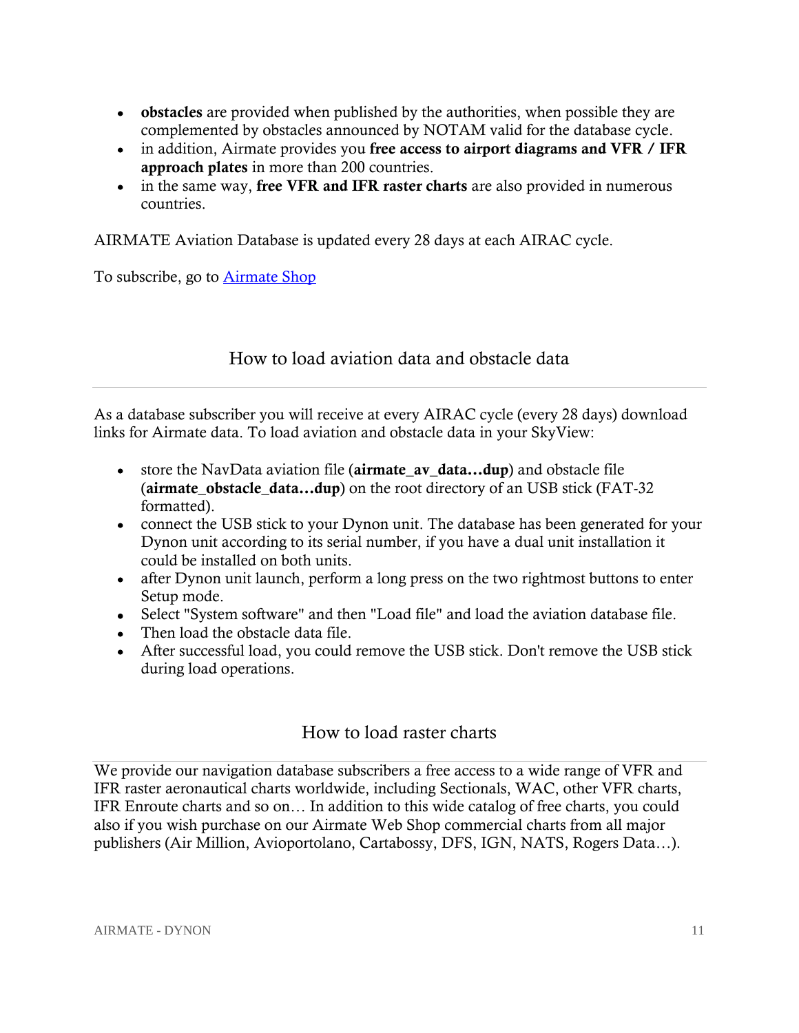- **obstacles** are provided when published by the authorities, when possible they are complemented by obstacles announced by NOTAM valid for the database cycle.
- in addition, Airmate provides you **free access to airport diagrams and VFR / IFR approach plates** in more than 200 countries.
- in the same way, **free VFR and IFR raster charts** are also provided in numerous countries.

AIRMATE Aviation Database is updated every 28 days at each AIRAC cycle.

To subscribe, go to Airmate Shop

## How to load aviation data and obstacle data

As a database subscriber you will receive at every AIRAC cycle (every 28 days) download links for Airmate data. To load aviation and obstacle data in your SkyView:

- store the NavData aviation file (**airmate_av_data…dup**) and obstacle file (**airmate_obstacle_data…dup**) on the root directory of an USB stick (FAT-32 formatted).
- connect the USB stick to your Dynon unit. The database has been generated for your Dynon unit according to its serial number, if you have a dual unit installation it could be installed on both units.
- after Dynon unit launch, perform a long press on the two rightmost buttons to enter Setup mode.
- Select "System software" and then "Load file" and load the aviation database file.
- Then load the obstacle data file.
- After successful load, you could remove the USB stick. Don't remove the USB stick during load operations.

## How to load raster charts

We provide our navigation database subscribers a free access to a wide range of VFR and IFR raster aeronautical charts worldwide, including Sectionals, WAC, other VFR charts, IFR Enroute charts and so on… In addition to this wide catalog of free charts, you could also if you wish purchase on our Airmate Web Shop commercial charts from all major publishers (Air Million, Avioportolano, Cartabossy, DFS, IGN, NATS, Rogers Data…).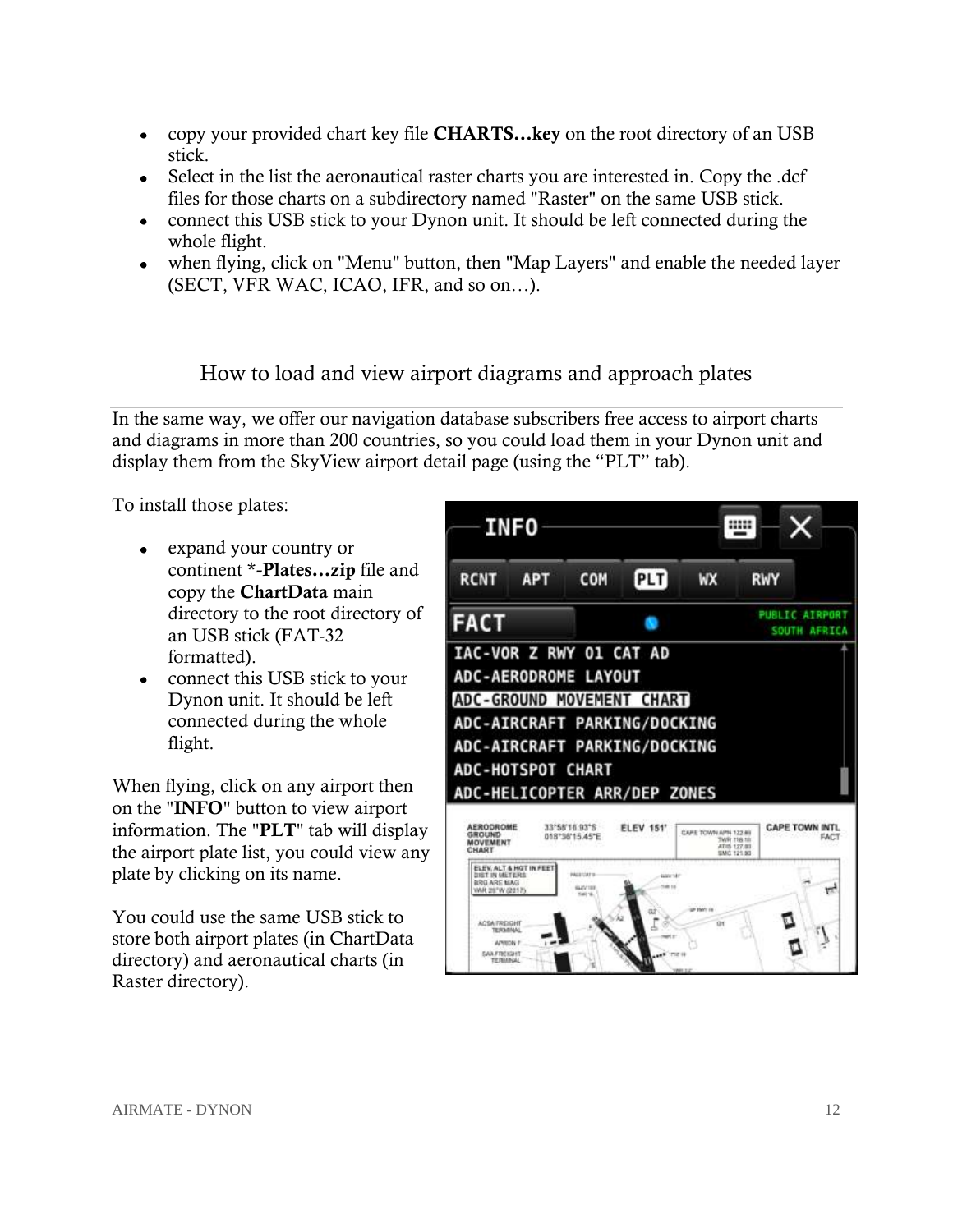- copy your provided chart key file **CHARTS…key** on the root directory of an USB stick.
- Select in the list the aeronautical raster charts you are interested in. Copy the .dcf files for those charts on a subdirectory named "Raster" on the same USB stick.
- connect this USB stick to your Dynon unit. It should be left connected during the whole flight.
- when flying, click on "Menu" button, then "Map Layers" and enable the needed layer (SECT, VFR WAC, ICAO, IFR, and so on…).

## How to load and view airport diagrams and approach plates

In the same way, we offer our navigation database subscribers free access to airport charts and diagrams in more than 200 countries, so you could load them in your Dynon unit and display them from the SkyView airport detail page (using the "PLT" tab).

To install those plates:

- expand your country or continent ***-Plates…zip** file and copy the **ChartData** main directory to the root directory of an USB stick (FAT-32 formatted).
- connect this USB stick to your Dynon unit. It should be left connected during the whole flight.

When flying, click on any airport then on the "**INFO**" button to view airport information. The "**PLT**" tab will display the airport plate list, you could view any plate by clicking on its name.

You could use the same USB stick to store both airport plates (in ChartData directory) and aeronautical charts (in Raster directory).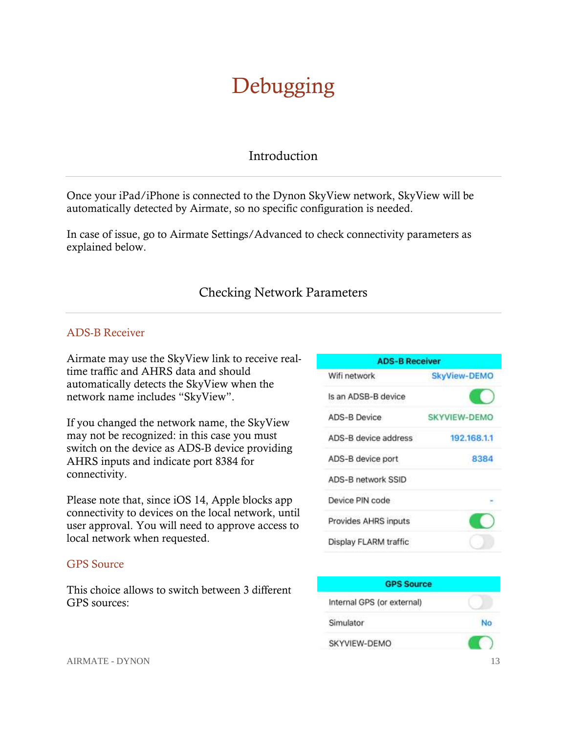# Debugging

## Introduction

Once your iPad/iPhone is connected to the Dynon SkyView network, SkyView will be automatically detected by Airmate, so no specific configuration is needed.

In case of issue, go to Airmate Settings/Advanced to check connectivity parameters as explained below.

## Checking Network Parameters

### ADS-B Receiver

Airmate may use the SkyView link to receive real-time traffic and AHRS data and should automatically detects the SkyView when the network name includes “SkyView”.

If you changed the network name, the SkyView may not be recognized: in this case you must switch on the device as ADS-B device providing AHRS inputs and indicate port 8384 for connectivity.

Please note that, since iOS 14, Apple blocks app connectivity to devices on the local network, until user approval. You will need to approve access to local network when requested.

| ADS-B Receiver | |
|---|---|
| Wifi network | SkyView-DEMO |
| Is an ADSB-B device | On |
| ADS-B Device | SKYVIEW-DEMO |
| ADS-B device address | 192.168.1.1 |
| ADS-B device port | 8384 |
| ADS-B network SSID | |
| Device PIN code | - |
| Provides AHRS inputs | On |
| Display FLARM traffic | Off |

### GPS Source

This choice allows to switch between 3 different GPS sources:

| GPS Source | |
|---|---|
| Internal GPS (or external) | Off |
| Simulator | No |
| SKYVIEW-DEMO | On |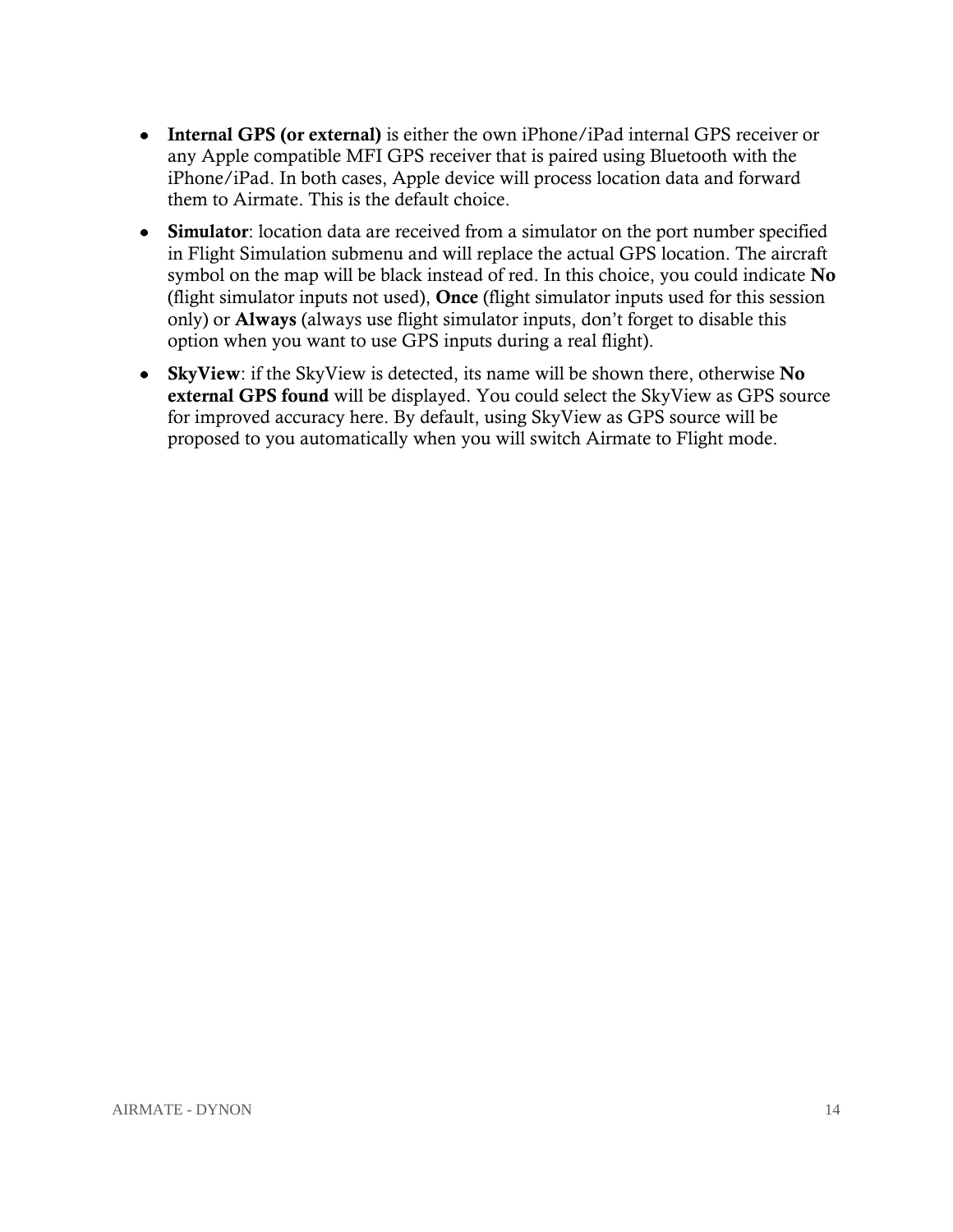- **Internal GPS (or external)** is either the own iPhone/iPad internal GPS receiver or any Apple compatible MFI GPS receiver that is paired using Bluetooth with the iPhone/iPad. In both cases, Apple device will process location data and forward them to Airmate. This is the default choice.
- **Simulator**: location data are received from a simulator on the port number specified in Flight Simulation submenu and will replace the actual GPS location. The aircraft symbol on the map will be black instead of red. In this choice, you could indicate **No** (flight simulator inputs not used), **Once** (flight simulator inputs used for this session only) or **Always** (always use flight simulator inputs, don't forget to disable this option when you want to use GPS inputs during a real flight).
- **SkyView**: if the SkyView is detected, its name will be shown there, otherwise **No external GPS found** will be displayed. You could select the SkyView as GPS source for improved accuracy here. By default, using SkyView as GPS source will be proposed to you automatically when you will switch Airmate to Flight mode.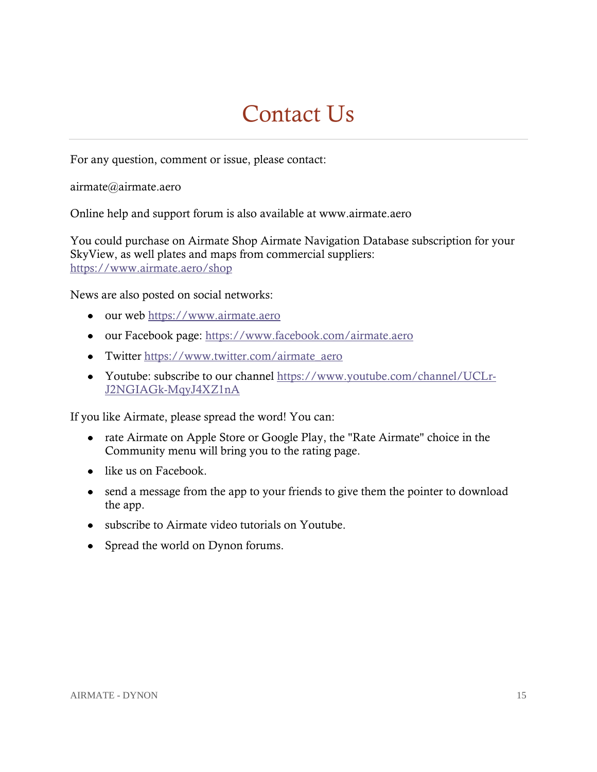# Contact Us

For any question, comment or issue, please contact:

airmate@airmate.aero

Online help and support forum is also available at www.airmate.aero

You could purchase on Airmate Shop Airmate Navigation Database subscription for your SkyView, as well plates and maps from commercial suppliers: https://www.airmate.aero/shop

News are also posted on social networks:

- our web https://www.airmate.aero
- our Facebook page: https://www.facebook.com/airmate.aero
- Twitter https://www.twitter.com/airmate_aero
- Youtube: subscribe to our channel https://www.youtube.com/channel/UCLr-J2NGIAGk-MqyJ4XZ1nA

If you like Airmate, please spread the word! You can:

- rate Airmate on Apple Store or Google Play, the "Rate Airmate" choice in the Community menu will bring you to the rating page.
- like us on Facebook.
- send a message from the app to your friends to give them the pointer to download the app.
- subscribe to Airmate video tutorials on Youtube.
- Spread the world on Dynon forums.